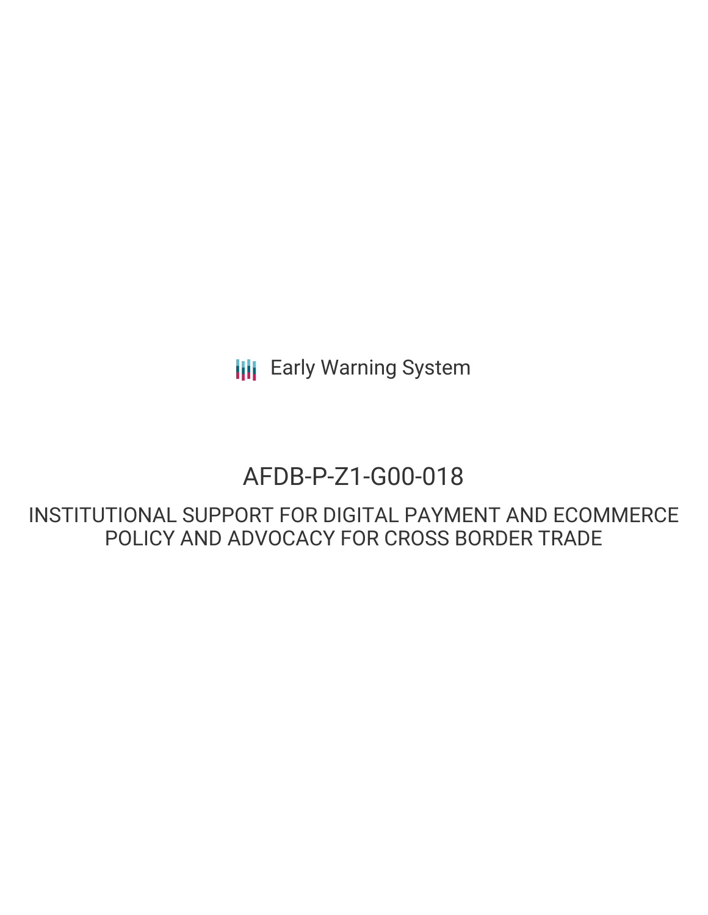Early Warning System

# AFDB-P-Z1-G00-018

## INSTITUTIONAL SUPPORT FOR DIGITAL PAYMENT AND ECOMMERCE POLICY AND ADVOCACY FOR CROSS BORDER TRADE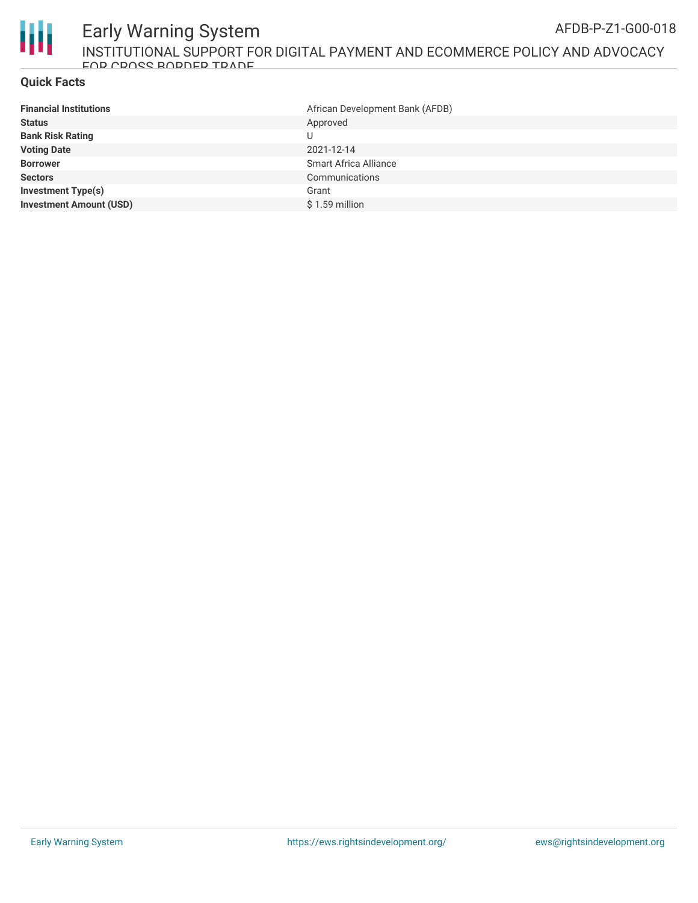## Quick Facts

| | |
|---|---|
| **Financial Institutions** | African Development Bank (AFDB) |
| **Status** | Approved |
| **Bank Risk Rating** | U |
| **Voting Date** | 2021-12-14 |
| **Borrower** | Smart Africa Alliance |
| **Sectors** | Communications |
| **Investment Type(s)** | Grant |
| **Investment Amount (USD)** | $ 1.59 million |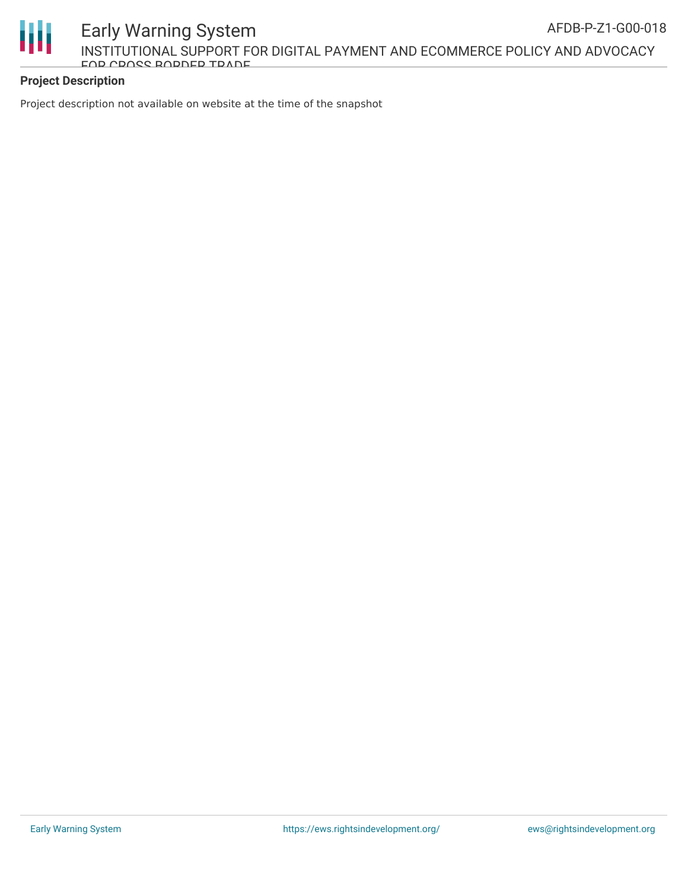## Project Description

Project description not available on website at the time of the snapshot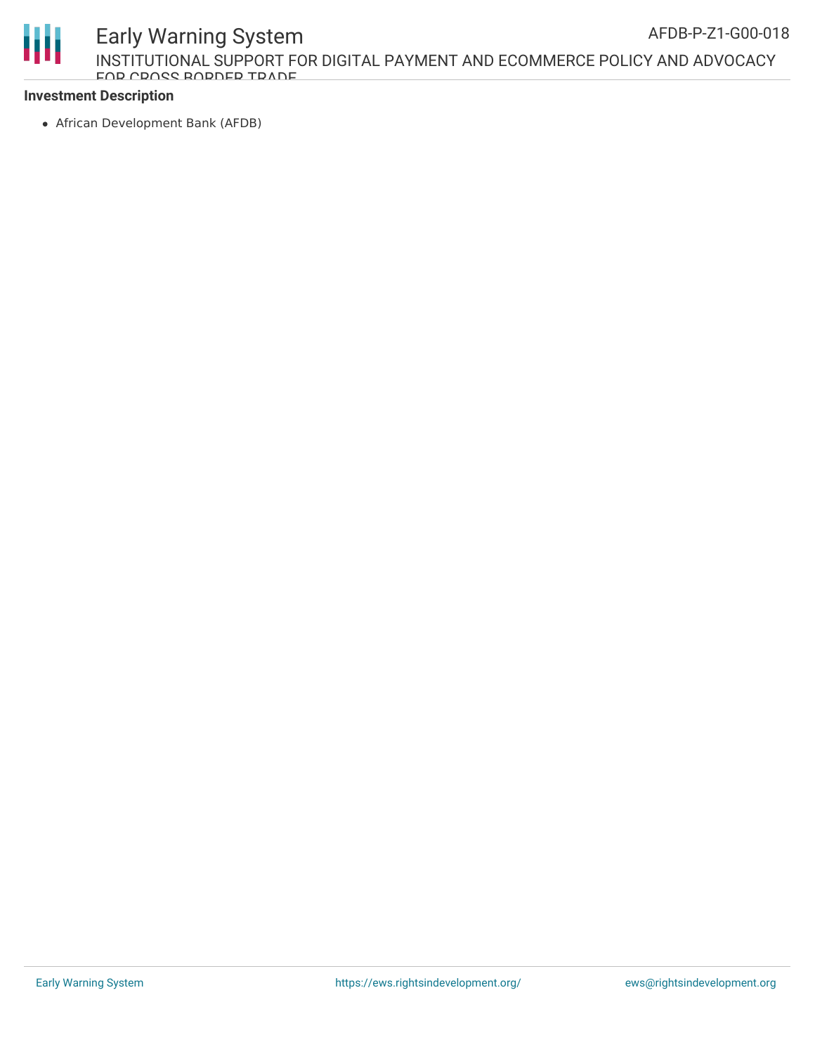**Investment Description**

- African Development Bank (AFDB)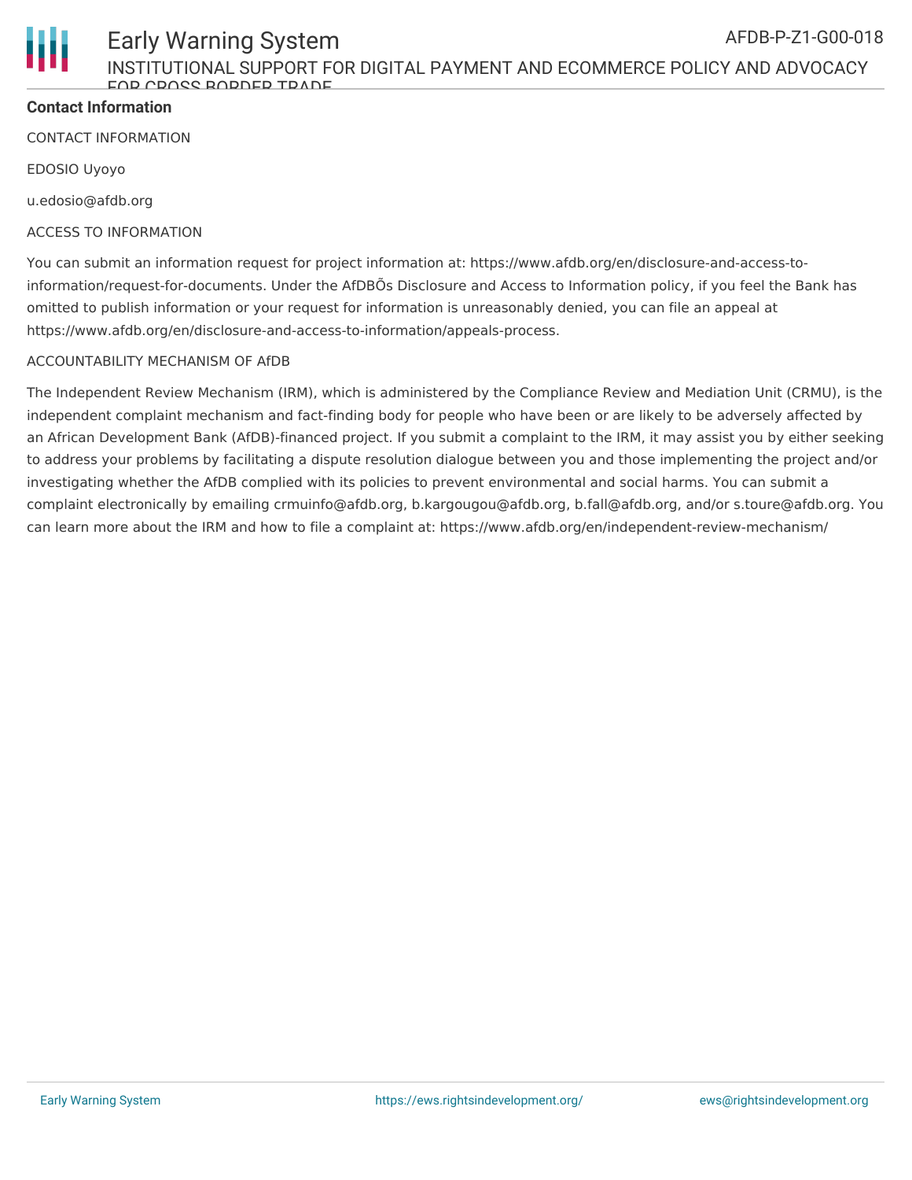**Contact Information**

CONTACT INFORMATION

EDOSIO Uyoyo

u.edosio@afdb.org

ACCESS TO INFORMATION

You can submit an information request for project information at: https://www.afdb.org/en/disclosure-and-access-to-information/request-for-documents. Under the AfDBÕs Disclosure and Access to Information policy, if you feel the Bank has omitted to publish information or your request for information is unreasonably denied, you can file an appeal at https://www.afdb.org/en/disclosure-and-access-to-information/appeals-process.

ACCOUNTABILITY MECHANISM OF AfDB

The Independent Review Mechanism (IRM), which is administered by the Compliance Review and Mediation Unit (CRMU), is the independent complaint mechanism and fact-finding body for people who have been or are likely to be adversely affected by an African Development Bank (AfDB)-financed project. If you submit a complaint to the IRM, it may assist you by either seeking to address your problems by facilitating a dispute resolution dialogue between you and those implementing the project and/or investigating whether the AfDB complied with its policies to prevent environmental and social harms. You can submit a complaint electronically by emailing crmuinfo@afdb.org, b.kargougou@afdb.org, b.fall@afdb.org, and/or s.toure@afdb.org. You can learn more about the IRM and how to file a complaint at: https://www.afdb.org/en/independent-review-mechanism/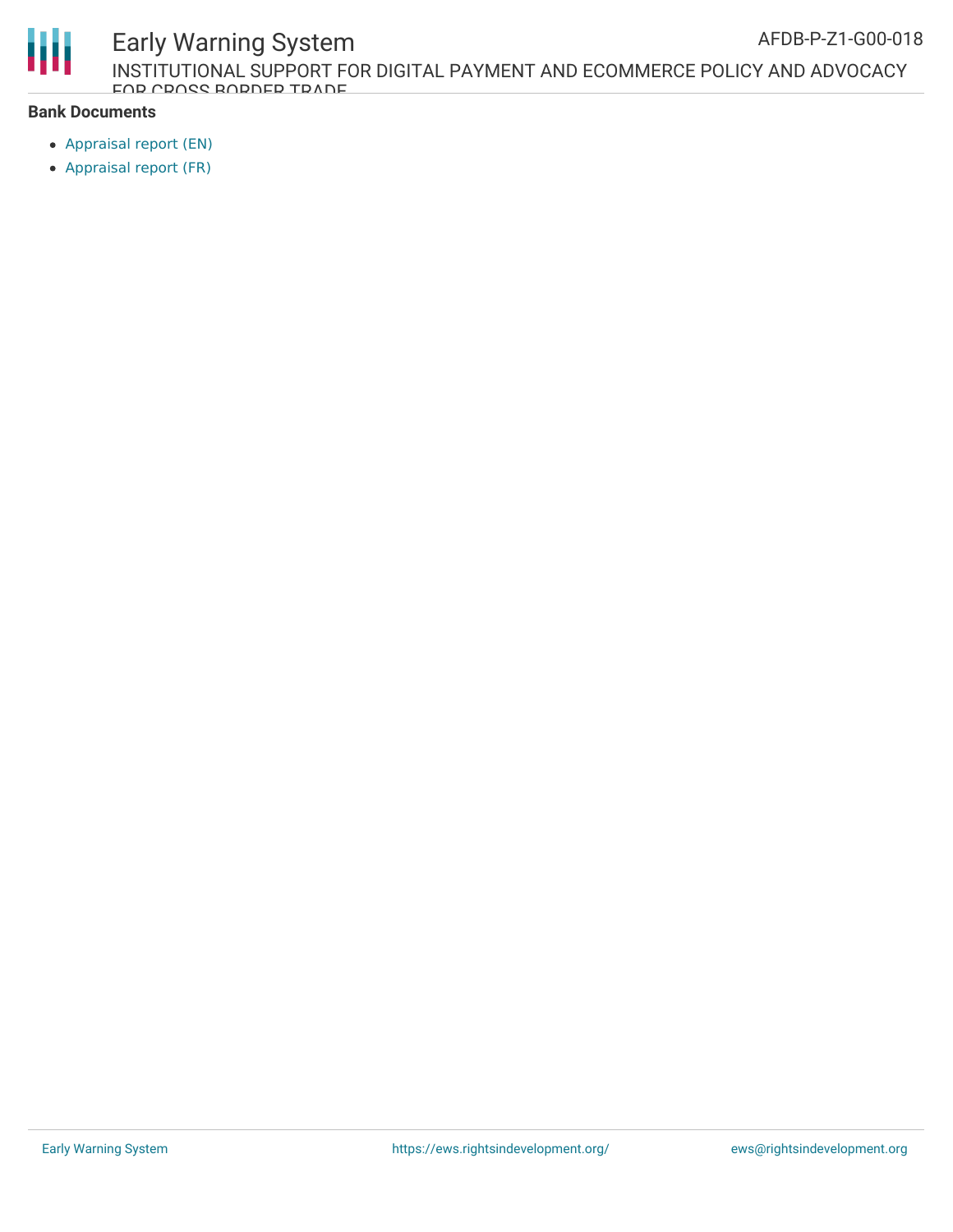**Bank Documents**

- Appraisal report (EN)
- Appraisal report (FR)